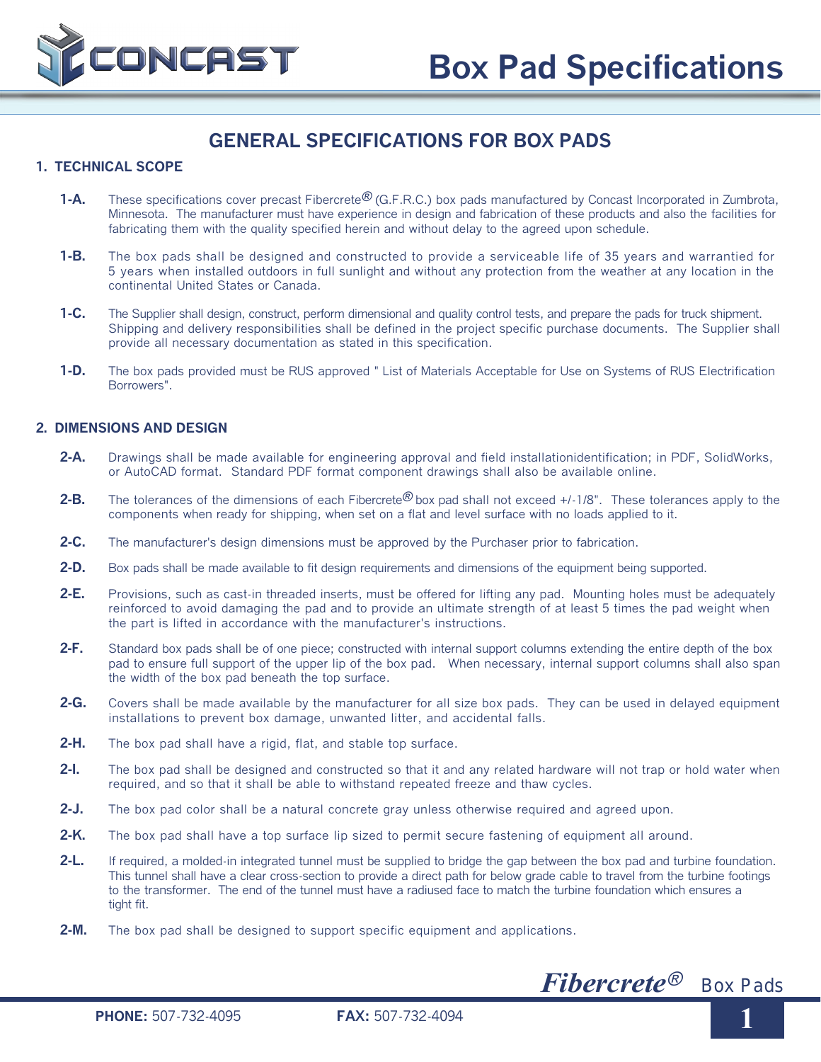# Box Pad Specifications

## GENERAL SPECIFICATIONS FOR BOX PADS

### 1. TECHNICAL SCOPE

**1-A.** These specifications cover precast Fibercrete® (G.F.R.C.) box pads manufactured by Concast Incorporated in Zumbrota, Minnesota. The manufacturer must have experience in design and fabrication of these products and also the facilities for fabricating them with the quality specified herein and without delay to the agreed upon schedule.

**1-B.** The box pads shall be designed and constructed to provide a serviceable life of 35 years and warrantied for 5 years when installed outdoors in full sunlight and without any protection from the weather at any location in the continental United States or Canada.

**1-C.** The Supplier shall design, construct, perform dimensional and quality control tests, and prepare the pads for truck shipment. Shipping and delivery responsibilities shall be defined in the project specific purchase documents. The Supplier shall provide all necessary documentation as stated in this specification.

**1-D.** The box pads provided must be RUS approved " List of Materials Acceptable for Use on Systems of RUS Electrification Borrowers".

### 2. DIMENSIONS AND DESIGN

**2-A.** Drawings shall be made available for engineering approval and field installationidentification; in PDF, SolidWorks, or AutoCAD format. Standard PDF format component drawings shall also be available online.

**2-B.** The tolerances of the dimensions of each Fibercrete® box pad shall not exceed +/-1/8". These tolerances apply to the components when ready for shipping, when set on a flat and level surface with no loads applied to it.

**2-C.** The manufacturer's design dimensions must be approved by the Purchaser prior to fabrication.

**2-D.** Box pads shall be made available to fit design requirements and dimensions of the equipment being supported.

**2-E.** Provisions, such as cast-in threaded inserts, must be offered for lifting any pad. Mounting holes must be adequately reinforced to avoid damaging the pad and to provide an ultimate strength of at least 5 times the pad weight when the part is lifted in accordance with the manufacturer's instructions.

**2-F.** Standard box pads shall be of one piece; constructed with internal support columns extending the entire depth of the box pad to ensure full support of the upper lip of the box pad. When necessary, internal support columns shall also span the width of the box pad beneath the top surface.

**2-G.** Covers shall be made available by the manufacturer for all size box pads. They can be used in delayed equipment installations to prevent box damage, unwanted litter, and accidental falls.

**2-H.** The box pad shall have a rigid, flat, and stable top surface.

**2-I.** The box pad shall be designed and constructed so that it and any related hardware will not trap or hold water when required, and so that it shall be able to withstand repeated freeze and thaw cycles.

**2-J.** The box pad color shall be a natural concrete gray unless otherwise required and agreed upon.

**2-K.** The box pad shall have a top surface lip sized to permit secure fastening of equipment all around.

**2-L.** If required, a molded-in integrated tunnel must be supplied to bridge the gap between the box pad and turbine foundation. This tunnel shall have a clear cross-section to provide a direct path for below grade cable to travel from the turbine footings to the transformer. The end of the tunnel must have a radiused face to match the turbine foundation which ensures a tight fit.

**2-M.** The box pad shall be designed to support specific equipment and applications.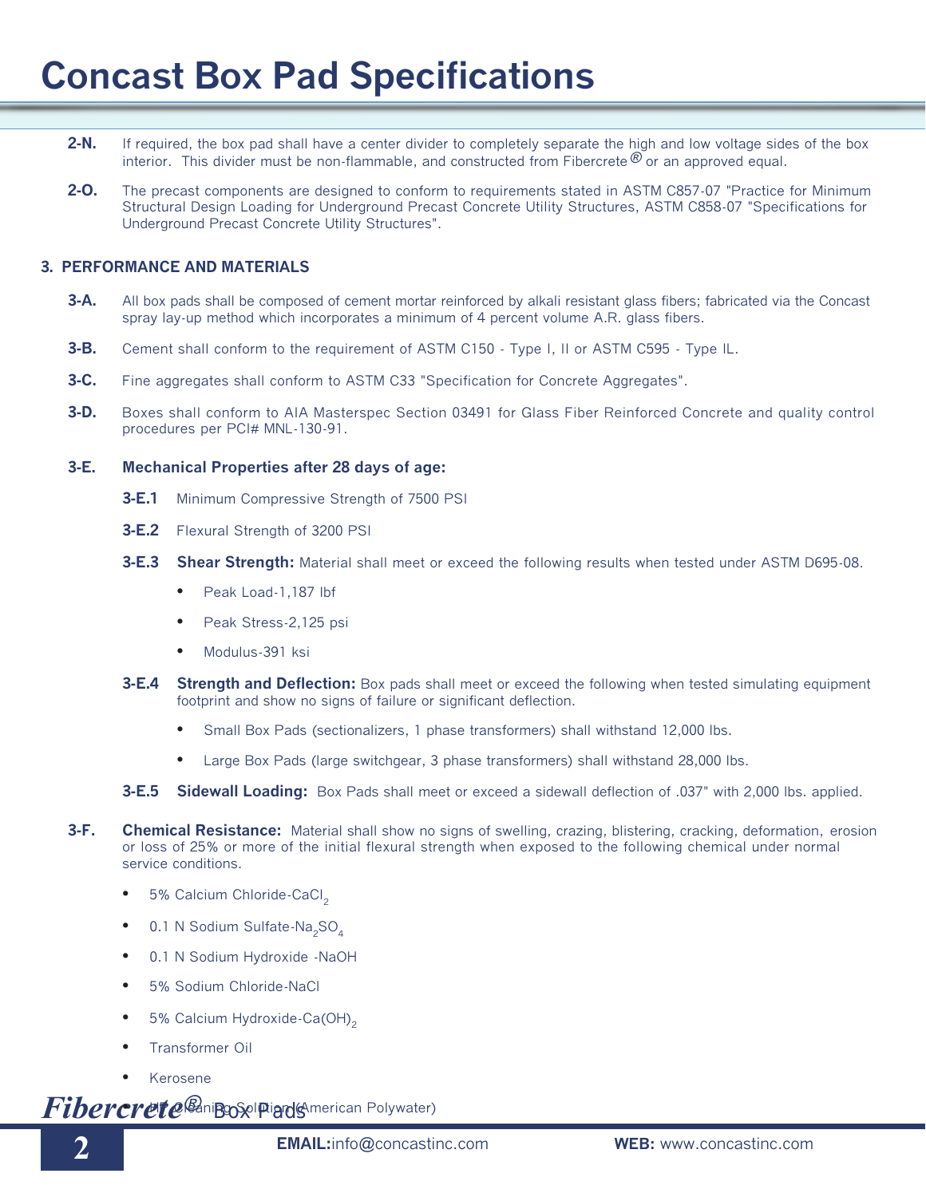# Concast Box Pad Specifications

**2-N.** If required, the box pad shall have a center divider to completely separate the high and low voltage sides of the box interior. This divider must be non-flammable, and constructed from Fibercrete® or an approved equal.

**2-O.** The precast components are designed to conform to requirements stated in ASTM C857-07 "Practice for Minimum Structural Design Loading for Underground Precast Concrete Utility Structures, ASTM C858-07 "Specifications for Underground Precast Concrete Utility Structures".

## 3. PERFORMANCE AND MATERIALS

**3-A.** All box pads shall be composed of cement mortar reinforced by alkali resistant glass fibers; fabricated via the Concast spray lay-up method which incorporates a minimum of 4 percent volume A.R. glass fibers.

**3-B.** Cement shall conform to the requirement of ASTM C150 - Type I, II or ASTM C595 - Type IL.

**3-C.** Fine aggregates shall conform to ASTM C33 "Specification for Concrete Aggregates".

**3-D.** Boxes shall conform to AIA Masterspec Section 03491 for Glass Fiber Reinforced Concrete and quality control procedures per PCI# MNL-130-91.

**3-E. Mechanical Properties after 28 days of age:**

**3-E.1** Minimum Compressive Strength of 7500 PSI

**3-E.2** Flexural Strength of 3200 PSI

**3-E.3 Shear Strength:** Material shall meet or exceed the following results when tested under ASTM D695-08.

- Peak Load-1,187 lbf
- Peak Stress-2,125 psi
- Modulus-391 ksi

**3-E.4 Strength and Deflection:** Box pads shall meet or exceed the following when tested simulating equipment footprint and show no signs of failure or significant deflection.

- Small Box Pads (sectionalizers, 1 phase transformers) shall withstand 12,000 lbs.
- Large Box Pads (large switchgear, 3 phase transformers) shall withstand 28,000 lbs.

**3-E.5 Sidewall Loading:** Box Pads shall meet or exceed a sidewall deflection of .037" with 2,000 lbs. applied.

**3-F. Chemical Resistance:** Material shall show no signs of swelling, crazing, blistering, cracking, deformation, erosion or loss of 25% or more of the initial flexural strength when exposed to the following chemical under normal service conditions.

- 5% Calcium Chloride-$CaCl_2$
- 0.1 N Sodium Sulfate-$Na_2SO_4$
- 0.1 N Sodium Hydroxide -NaOH
- 5% Sodium Chloride-NaCl
- 5% Calcium Hydroxide-$Ca(OH)_2$
- Transformer Oil
- Kerosene
- HP Cleaning Solution (American Polywater)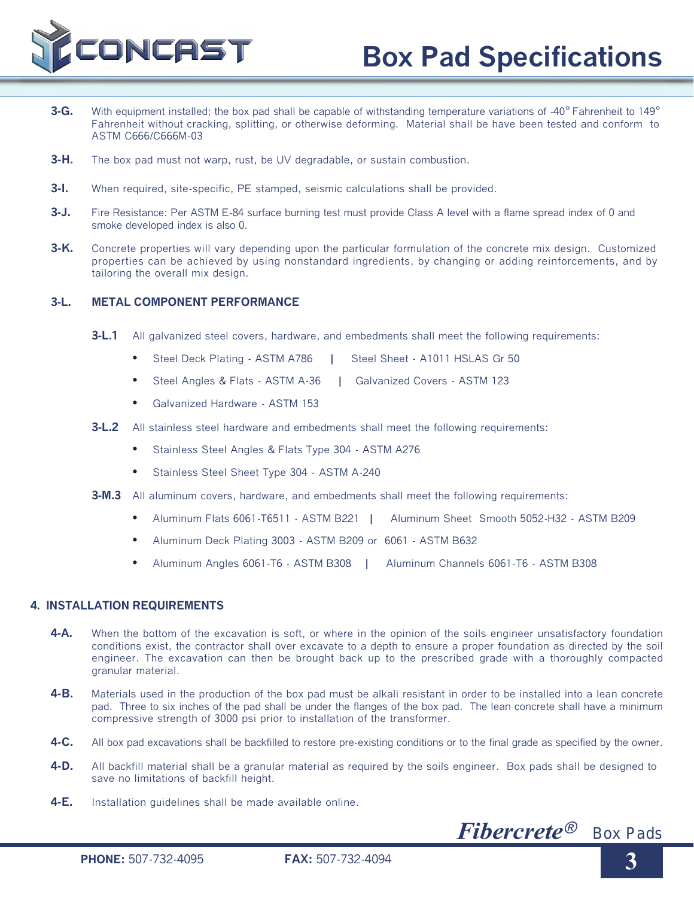**3-G.** With equipment installed; the box pad shall be capable of withstanding temperature variations of -40° Fahrenheit to 149° Fahrenheit without cracking, splitting, or otherwise deforming. Material shall be have been tested and conform to ASTM C666/C666M-03

**3-H.** The box pad must not warp, rust, be UV degradable, or sustain combustion.

**3-I.** When required, site-specific, PE stamped, seismic calculations shall be provided.

**3-J.** Fire Resistance: Per ASTM E-84 surface burning test must provide Class A level with a flame spread index of 0 and smoke developed index is also 0.

**3-K.** Concrete properties will vary depending upon the particular formulation of the concrete mix design. Customized properties can be achieved by using nonstandard ingredients, by changing or adding reinforcements, and by tailoring the overall mix design.

**3-L. METAL COMPONENT PERFORMANCE**

**3-L.1** All galvanized steel covers, hardware, and embedments shall meet the following requirements:

- Steel Deck Plating - ASTM A786 | Steel Sheet - A1011 HSLAS Gr 50
- Steel Angles & Flats - ASTM A-36 | Galvanized Covers - ASTM 123
- Galvanized Hardware - ASTM 153

**3-L.2** All stainless steel hardware and embedments shall meet the following requirements:

- Stainless Steel Angles & Flats Type 304 - ASTM A276
- Stainless Steel Sheet Type 304 - ASTM A-240

**3-M.3** All aluminum covers, hardware, and embedments shall meet the following requirements:

- Aluminum Flats 6061-T6511 - ASTM B221 | Aluminum Sheet Smooth 5052-H32 - ASTM B209
- Aluminum Deck Plating 3003 - ASTM B209 or 6061 - ASTM B632
- Aluminum Angles 6061-T6 - ASTM B308 | Aluminum Channels 6061-T6 - ASTM B308

## 4. INSTALLATION REQUIREMENTS

**4-A.** When the bottom of the excavation is soft, or where in the opinion of the soils engineer unsatisfactory foundation conditions exist, the contractor shall over excavate to a depth to ensure a proper foundation as directed by the soil engineer. The excavation can then be brought back up to the prescribed grade with a thoroughly compacted granular material.

**4-B.** Materials used in the production of the box pad must be alkali resistant in order to be installed into a lean concrete pad. Three to six inches of the pad shall be under the flanges of the box pad. The lean concrete shall have a minimum compressive strength of 3000 psi prior to installation of the transformer.

**4-C.** All box pad excavations shall be backfilled to restore pre-existing conditions or to the final grade as specified by the owner.

**4-D.** All backfill material shall be a granular material as required by the soils engineer. Box pads shall be designed to save no limitations of backfill height.

**4-E.** Installation guidelines shall be made available online.